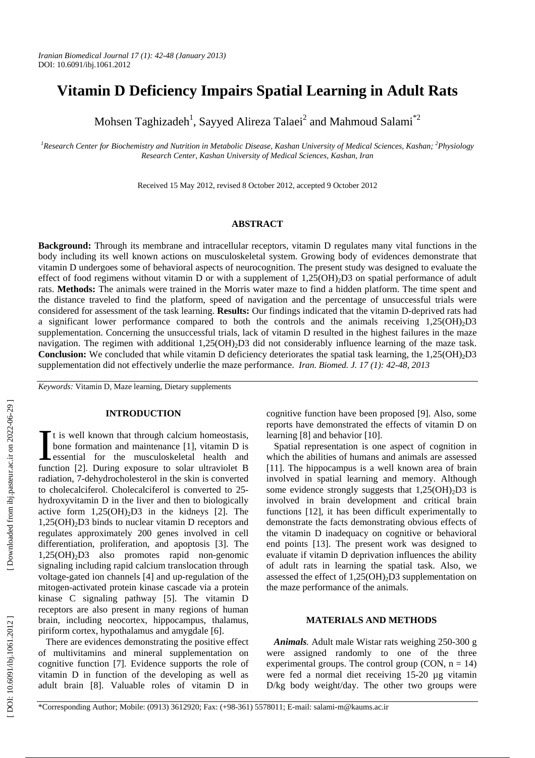# Vitamin D Deficiency Impairs Spatial Learning in Adult Rats

Mohsen Taghizadeh[1], Sayyed Alireza Talaei[2] and Mahmoud Salami*[2]

[1]*Research Center for Biochemistry and Nutrition in Metabolic Disease, Kashan University of Medical Sciences, Kashan;* [2]*Physiology Research Center, Kashan University of Medical Sciences, Kashan, Iran*

Received 15 May 2012, revised 8 October 2012, accepted 9 October 2012

## ABSTRACT

**Background:** Through its membrane and intracellular receptors, vitamin D regulates many vital functions in the body including its well known actions on musculoskeletal system. Growing body of evidences demonstrate that vitamin D undergoes some of behavioral aspects of neurocognition. The present study was designed to evaluate the effect of food regimens without vitamin D or with a supplement of $1,25(OH)_2D3$ on spatial performance of adult rats. **Methods:** The animals were trained in the Morris water maze to find a hidden platform. The time spent and the distance traveled to find the platform, speed of navigation and the percentage of unsuccessful trials were considered for assessment of the task learning. **Results:** Our findings indicated that the vitamin D-deprived rats had a significant lower performance compared to both the controls and the animals receiving $1,25(OH)_2D3$ supplementation. Concerning the unsuccessful trials, lack of vitamin D resulted in the highest failures in the maze navigation. The regimen with additional $1,25(OH)_2D3$ did not considerably influence learning of the maze task. **Conclusion:** We concluded that while vitamin D deficiency deteriorates the spatial task learning, the $1,25(OH)_2D3$ supplementation did not effectively underlie the maze performance. *Iran. Biomed. J. 17 (1): 42-48, 2013*

*Keywords:* Vitamin D, Maze learning, Dietary supplements

## INTRODUCTION

It is well known that through calcium homeostasis, bone formation and maintenance [1], vitamin D is essential for the musculoskeletal health and function [2]. During exposure to solar ultraviolet B radiation, 7-dehydrocholesterol in the skin is converted to cholecalciferol. Cholecalciferol is converted to 25-hydroxyvitamin D in the liver and then to biologically active form $1,25(OH)_2D3$ in the kidneys [2]. The $1,25(OH)_2D3$ binds to nuclear vitamin D receptors and regulates approximately 200 genes involved in cell differentiation, proliferation, and apoptosis [3]. The $1,25(OH)_2D3$ also promotes rapid non-genomic signaling including rapid calcium translocation through voltage-gated ion channels [4] and up-regulation of the mitogen-activated protein kinase cascade via a protein kinase C signaling pathway [5]. The vitamin D receptors are also present in many regions of human brain, including neocortex, hippocampus, thalamus, piriform cortex, hypothalamus and amygdale [6].

There are evidences demonstrating the positive effect of multivitamins and mineral supplementation on cognitive function [7]. Evidence supports the role of vitamin D in function of the developing as well as adult brain [8]. Valuable roles of vitamin D in cognitive function have been proposed [9]. Also, some reports have demonstrated the effects of vitamin D on learning [8] and behavior [10].

Spatial representation is one aspect of cognition in which the abilities of humans and animals are assessed [11]. The hippocampus is a well known area of brain involved in spatial learning and memory. Although some evidence strongly suggests that $1,25(OH)_2D3$ is involved in brain development and critical brain functions [12], it has been difficult experimentally to demonstrate the facts demonstrating obvious effects of the vitamin D inadequacy on cognitive or behavioral end points [13]. The present work was designed to evaluate if vitamin D deprivation influences the ability of adult rats in learning the spatial task. Also, we assessed the effect of $1,25(OH)_2D3$ supplementation on the maze performance of the animals.

## MATERIALS AND METHODS

***Animals.*** Adult male Wistar rats weighing 250-300 g were assigned randomly to one of the three experimental groups. The control group (CON, $n = 14$) were fed a normal diet receiving 15-20 µg vitamin D/kg body weight/day. The other two groups were

*Corresponding Author; Mobile: (0913) 3612920; Fax: (+98-361) 5578011; E-mail: salami-m@kaums.ac.ir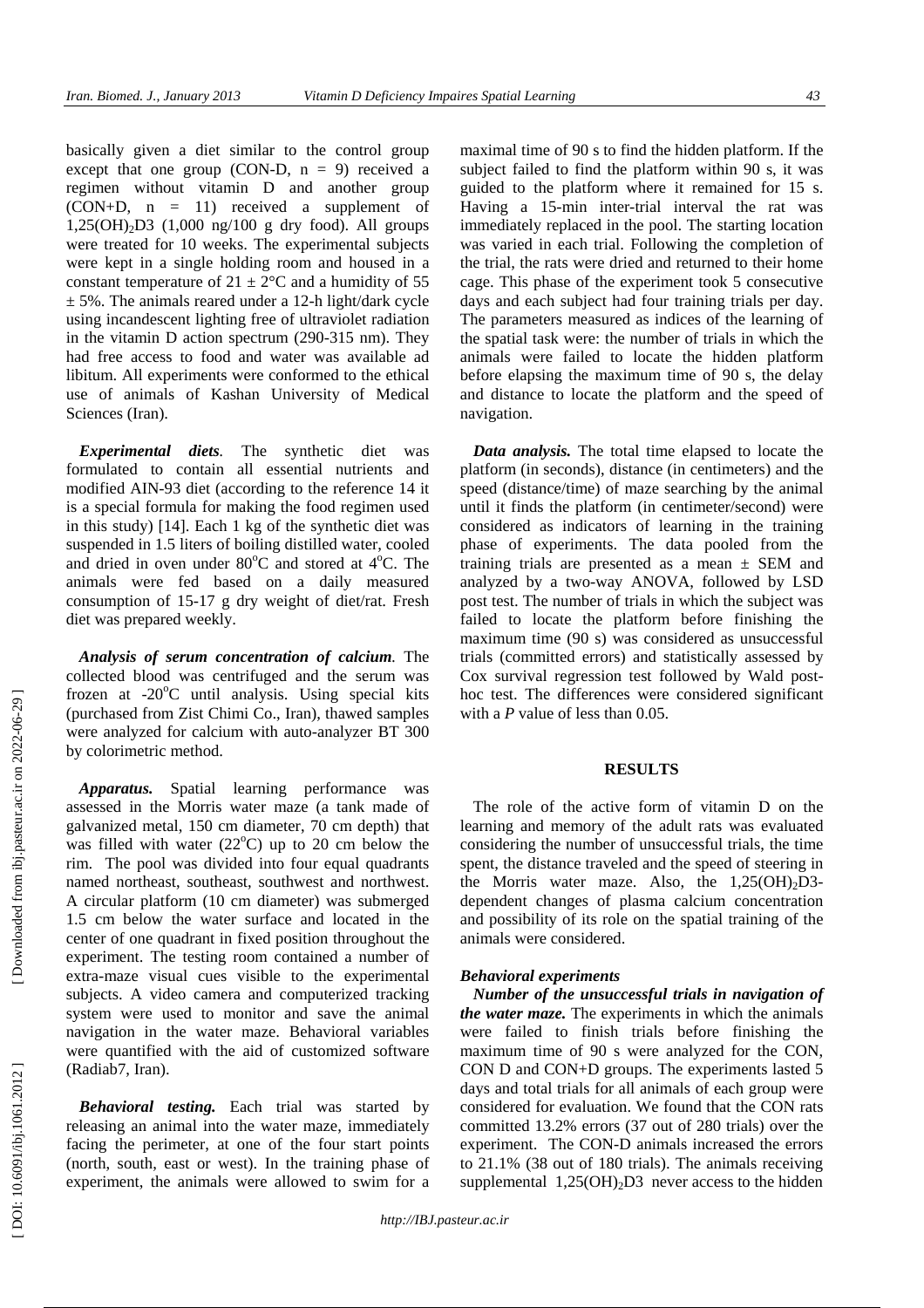basically given a diet similar to the control group except that one group (CON-D, n = 9) received a regimen without vitamin D and another group (CON+D, n = 11) received a supplement of $1,25(OH)_2D3$ (1,000 ng/100 g dry food). All groups were treated for 10 weeks. The experimental subjects were kept in a single holding room and housed in a constant temperature of 21 ± 2°C and a humidity of 55 ± 5%. The animals reared under a 12-h light/dark cycle using incandescent lighting free of ultraviolet radiation in the vitamin D action spectrum (290-315 nm). They had free access to food and water was available ad libitum. All experiments were conformed to the ethical use of animals of Kashan University of Medical Sciences (Iran).

***Experimental diets***. The synthetic diet was formulated to contain all essential nutrients and modified AIN-93 diet (according to the reference 14 it is a special formula for making the food regimen used in this study) [14]. Each 1 kg of the synthetic diet was suspended in 1.5 liters of boiling distilled water, cooled and dried in oven under 80°C and stored at 4°C. The animals were fed based on a daily measured consumption of 15-17 g dry weight of diet/rat. Fresh diet was prepared weekly.

***Analysis of serum concentration of calcium***. The collected blood was centrifuged and the serum was frozen at -20°C until analysis. Using special kits (purchased from Zist Chimi Co., Iran), thawed samples were analyzed for calcium with auto-analyzer BT 300 by colorimetric method.

***Apparatus.*** Spatial learning performance was assessed in the Morris water maze (a tank made of galvanized metal, 150 cm diameter, 70 cm depth) that was filled with water (22°C) up to 20 cm below the rim. The pool was divided into four equal quadrants named northeast, southeast, southwest and northwest. A circular platform (10 cm diameter) was submerged 1.5 cm below the water surface and located in the center of one quadrant in fixed position throughout the experiment. The testing room contained a number of extra-maze visual cues visible to the experimental subjects. A video camera and computerized tracking system were used to monitor and save the animal navigation in the water maze. Behavioral variables were quantified with the aid of customized software (Radiab7, Iran).

***Behavioral testing.*** Each trial was started by releasing an animal into the water maze, immediately facing the perimeter, at one of the four start points (north, south, east or west). In the training phase of experiment, the animals were allowed to swim for a maximal time of 90 s to find the hidden platform. If the subject failed to find the platform within 90 s, it was guided to the platform where it remained for 15 s. Having a 15-min inter-trial interval the rat was immediately replaced in the pool. The starting location was varied in each trial. Following the completion of the trial, the rats were dried and returned to their home cage. This phase of the experiment took 5 consecutive days and each subject had four training trials per day. The parameters measured as indices of the learning of the spatial task were: the number of trials in which the animals were failed to locate the hidden platform before elapsing the maximum time of 90 s, the delay and distance to locate the platform and the speed of navigation.

***Data analysis.*** The total time elapsed to locate the platform (in seconds), distance (in centimeters) and the speed (distance/time) of maze searching by the animal until it finds the platform (in centimeter/second) were considered as indicators of learning in the training phase of experiments. The data pooled from the training trials are presented as a mean ± SEM and analyzed by a two-way ANOVA, followed by LSD post test. The number of trials in which the subject was failed to locate the platform before finishing the maximum time (90 s) was considered as unsuccessful trials (committed errors) and statistically assessed by Cox survival regression test followed by Wald post-hoc test. The differences were considered significant with a $P$ value of less than 0.05.

## RESULTS

The role of the active form of vitamin D on the learning and memory of the adult rats was evaluated considering the number of unsuccessful trials, the time spent, the distance traveled and the speed of steering in the Morris water maze. Also, the $1,25(OH)_2D3$-dependent changes of plasma calcium concentration and possibility of its role on the spatial training of the animals were considered.

### *Behavioral experiments*

***Number of the unsuccessful trials in navigation of the water maze.*** The experiments in which the animals were failed to finish trials before finishing the maximum time of 90 s were analyzed for the CON, CON D and CON+D groups. The experiments lasted 5 days and total trials for all animals of each group were considered for evaluation. We found that the CON rats committed 13.2% errors (37 out of 280 trials) over the experiment. The CON-D animals increased the errors to 21.1% (38 out of 180 trials). The animals receiving supplemental $1,25(OH)_2D3$ never access to the hidden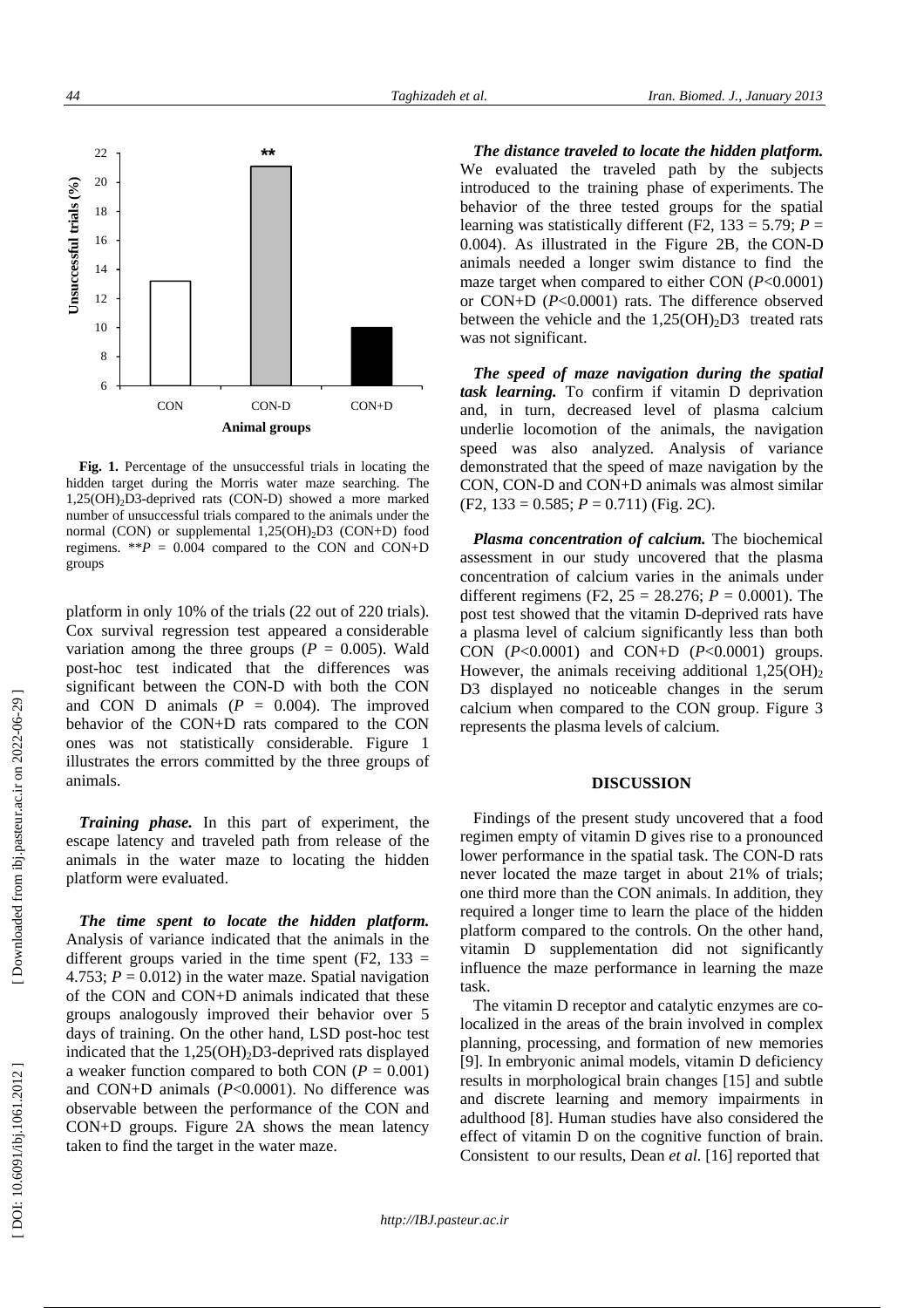**Fig. 1.** Percentage of the unsuccessful trials in locating the hidden target during the Morris water maze searching. The $1,25(OH)_2D3$-deprived rats (CON-D) showed a more marked number of unsuccessful trials compared to the animals under the normal (CON) or supplemental $1,25(OH)_2D3$ (CON+D) food regimens. $^{**}P = 0.004$ compared to the CON and CON+D groups

platform in only 10% of the trials (22 out of 220 trials). Cox survival regression test appeared a considerable variation among the three groups ($P = 0.005$). Wald post-hoc test indicated that the differences was significant between the CON-D with both the CON and CON D animals ($P = 0.004$). The improved behavior of the CON+D rats compared to the CON ones was not statistically considerable. Figure 1 illustrates the errors committed by the three groups of animals.

***Training phase.*** In this part of experiment, the escape latency and traveled path from release of the animals in the water maze to locating the hidden platform were evaluated.

***The time spent to locate the hidden platform.*** Analysis of variance indicated that the animals in the different groups varied in the time spent ($F2, 133 = 4.753$; $P = 0.012$) in the water maze. Spatial navigation of the CON and CON+D animals indicated that these groups analogously improved their behavior over 5 days of training. On the other hand, LSD post-hoc test indicated that the $1,25(OH)_2D3$-deprived rats displayed a weaker function compared to both CON ($P = 0.001$) and CON+D animals ($P<0.0001$). No difference was observable between the performance of the CON and CON+D groups. Figure 2A shows the mean latency taken to find the target in the water maze.

***The distance traveled to locate the hidden platform.*** We evaluated the traveled path by the subjects introduced to the training phase of experiments. The behavior of the three tested groups for the spatial learning was statistically different ($F2, 133 = 5.79$; $P = 0.004$). As illustrated in the Figure 2B, the CON-D animals needed a longer swim distance to find the maze target when compared to either CON ($P<0.0001$) or CON+D ($P<0.0001$) rats. The difference observed between the vehicle and the $1,25(OH)_2D3$ treated rats was not significant.

***The speed of maze navigation during the spatial task learning.*** To confirm if vitamin D deprivation and, in turn, decreased level of plasma calcium underlie locomotion of the animals, the navigation speed was also analyzed. Analysis of variance demonstrated that the speed of maze navigation by the CON, CON-D and CON+D animals was almost similar ($F2, 133 = 0.585$; $P = 0.711$) (Fig. 2C).

***Plasma concentration of calcium.*** The biochemical assessment in our study uncovered that the plasma concentration of calcium varies in the animals under different regimens ($F2, 25 = 28.276$; $P = 0.0001$). The post test showed that the vitamin D-deprived rats have a plasma level of calcium significantly less than both CON ($P<0.0001$) and CON+D ($P<0.0001$) groups. However, the animals receiving additional $1,25(OH)_2$ D3 displayed no noticeable changes in the serum calcium when compared to the CON group. Figure 3 represents the plasma levels of calcium.

## DISCUSSION

Findings of the present study uncovered that a food regimen empty of vitamin D gives rise to a pronounced lower performance in the spatial task. The CON-D rats never located the maze target in about 21% of trials; one third more than the CON animals. In addition, they required a longer time to learn the place of the hidden platform compared to the controls. On the other hand, vitamin D supplementation did not significantly influence the maze performance in learning the maze task.

The vitamin D receptor and catalytic enzymes are co-localized in the areas of the brain involved in complex planning, processing, and formation of new memories [9]. In embryonic animal models, vitamin D deficiency results in morphological brain changes [15] and subtle and discrete learning and memory impairments in adulthood [8]. Human studies have also considered the effect of vitamin D on the cognitive function of brain. Consistent to our results, Dean *et al.* [16] reported that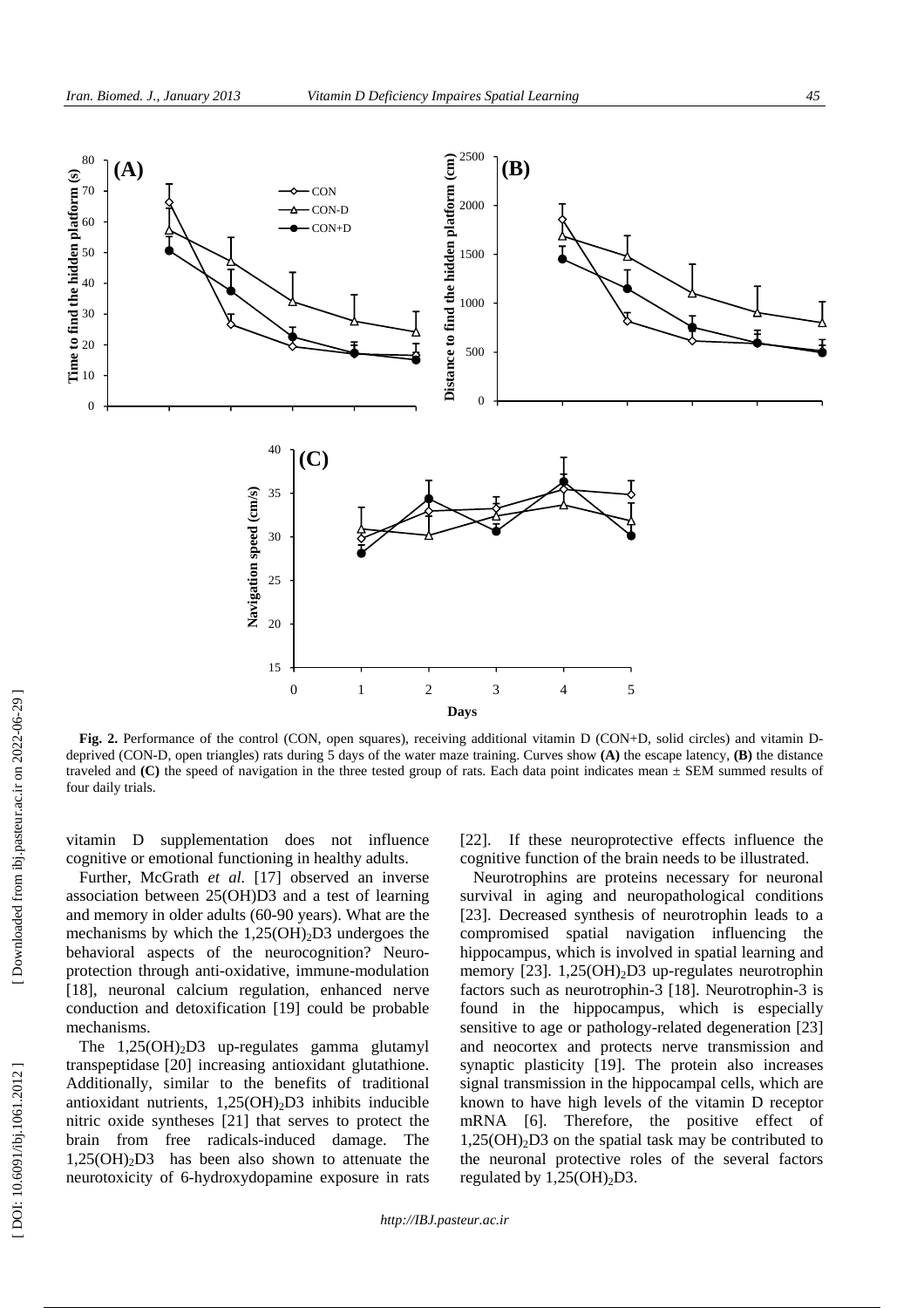**Fig. 2.** Performance of the control (CON, open squares), receiving additional vitamin D (CON+D, solid circles) and vitamin D-deprived (CON-D, open triangles) rats during 5 days of the water maze training. Curves show **(A)** the escape latency, **(B)** the distance traveled and **(C)** the speed of navigation in the three tested group of rats. Each data point indicates mean ± SEM summed results of four daily trials.

vitamin D supplementation does not influence cognitive or emotional functioning in healthy adults.

Further, McGrath *et al.* [17] observed an inverse association between 25(OH)D3 and a test of learning and memory in older adults (60-90 years). What are the mechanisms by which the $1,25(OH)_2D3$ undergoes the behavioral aspects of the neurocognition? Neuro-protection through anti-oxidative, immune-modulation [18], neuronal calcium regulation, enhanced nerve conduction and detoxification [19] could be probable mechanisms.

The $1,25(OH)_2D3$ up-regulates gamma glutamyl transpeptidase [20] increasing antioxidant glutathione. Additionally, similar to the benefits of traditional antioxidant nutrients, $1,25(OH)_2D3$ inhibits inducible nitric oxide syntheses [21] that serves to protect the brain from free radicals-induced damage. The $1,25(OH)_2D3$ has been also shown to attenuate the neurotoxicity of 6-hydroxydopamine exposure in rats [22]. If these neuroprotective effects influence the cognitive function of the brain needs to be illustrated.

Neurotrophins are proteins necessary for neuronal survival in aging and neuropathological conditions [23]. Decreased synthesis of neurotrophin leads to a compromised spatial navigation influencing the hippocampus, which is involved in spatial learning and memory [23]. $1,25(OH)_2D3$ up-regulates neurotrophin factors such as neurotrophin-3 [18]. Neurotrophin-3 is found in the hippocampus, which is especially sensitive to age or pathology-related degeneration [23] and neocortex and protects nerve transmission and synaptic plasticity [19]. The protein also increases signal transmission in the hippocampal cells, which are known to have high levels of the vitamin D receptor mRNA [6]. Therefore, the positive effect of $1,25(OH)_2D3$ on the spatial task may be contributed to the neuronal protective roles of the several factors regulated by $1,25(OH)_2D3$.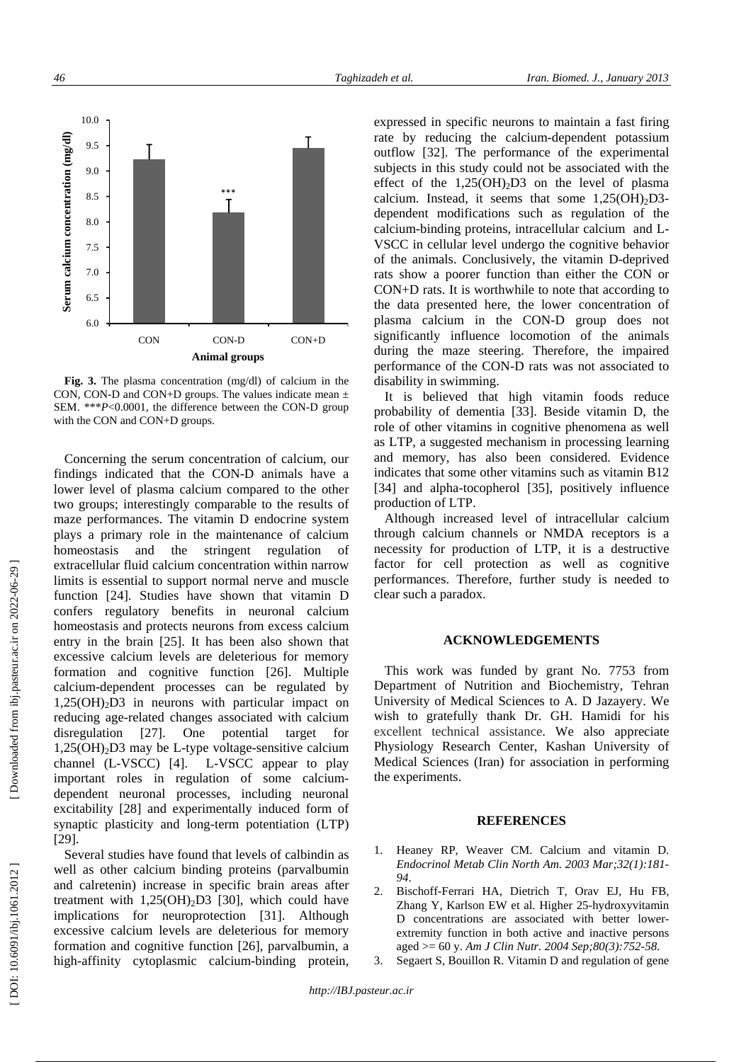**Fig. 3.** The plasma concentration (mg/dl) of calcium in the CON, CON-D and CON+D groups. The values indicate mean ± SEM. ***$P$<0.0001, the difference between the CON-D group with the CON and CON+D groups.

Concerning the serum concentration of calcium, our findings indicated that the CON-D animals have a lower level of plasma calcium compared to the other two groups; interestingly comparable to the results of maze performances. The vitamin D endocrine system plays a primary role in the maintenance of calcium homeostasis and the stringent regulation of extracellular fluid calcium concentration within narrow limits is essential to support normal nerve and muscle function [24]. Studies have shown that vitamin D confers regulatory benefits in neuronal calcium homeostasis and protects neurons from excess calcium entry in the brain [25]. It has been also shown that excessive calcium levels are deleterious for memory formation and cognitive function [26]. Multiple calcium-dependent processes can be regulated by $1,25(OH)_2D3$ in neurons with particular impact on reducing age-related changes associated with calcium disregulation [27]. One potential target for $1,25(OH)_2D3$ may be L-type voltage-sensitive calcium channel (L-VSCC) [4]. L-VSCC appear to play important roles in regulation of some calcium-dependent neuronal processes, including neuronal excitability [28] and experimentally induced form of synaptic plasticity and long-term potentiation (LTP) [29].

Several studies have found that levels of calbindin as well as other calcium binding proteins (parvalbumin and calretenin) increase in specific brain areas after treatment with $1,25(OH)_2D3$ [30], which could have implications for neuroprotection [31]. Although excessive calcium levels are deleterious for memory formation and cognitive function [26], parvalbumin, a high-affinity cytoplasmic calcium-binding protein, expressed in specific neurons to maintain a fast firing rate by reducing the calcium-dependent potassium outflow [32]. The performance of the experimental subjects in this study could not be associated with the effect of the $1,25(OH)_2D3$ on the level of plasma calcium. Instead, it seems that some $1,25(OH)_2D3$-dependent modifications such as regulation of the calcium-binding proteins, intracellular calcium and L-VSCC in cellular level undergo the cognitive behavior of the animals. Conclusively, the vitamin D-deprived rats show a poorer function than either the CON or CON+D rats. It is worthwhile to note that according to the data presented here, the lower concentration of plasma calcium in the CON-D group does not significantly influence locomotion of the animals during the maze steering. Therefore, the impaired performance of the CON-D rats was not associated to disability in swimming.

It is believed that high vitamin foods reduce probability of dementia [33]. Beside vitamin D, the role of other vitamins in cognitive phenomena as well as LTP, a suggested mechanism in processing learning and memory, has also been considered. Evidence indicates that some other vitamins such as vitamin B12 [34] and alpha-tocopherol [35], positively influence production of LTP.

Although increased level of intracellular calcium through calcium channels or NMDA receptors is a necessity for production of LTP, it is a destructive factor for cell protection as well as cognitive performances. Therefore, further study is needed to clear such a paradox.

## ACKNOWLEDGEMENTS

This work was funded by grant No. 7753 from Department of Nutrition and Biochemistry, Tehran University of Medical Sciences to A. D Jazayery. We wish to gratefully thank Dr. GH. Hamidi for his excellent technical assistance. We also appreciate Physiology Research Center, Kashan University of Medical Sciences (Iran) for association in performing the experiments.

## REFERENCES

1. Heaney RP, Weaver CM. Calcium and vitamin D. *Endocrinol Metab Clin North Am. 2003 Mar;32(1):181-94.*
2. Bischoff-Ferrari HA, Dietrich T, Orav EJ, Hu FB, Zhang Y, Karlson EW et al. Higher 25-hydroxyvitamin D concentrations are associated with better lower-extremity function in both active and inactive persons aged >= 60 y. *Am J Clin Nutr. 2004 Sep;80(3):752-58.*
3. Segaert S, Bouillon R. Vitamin D and regulation of gene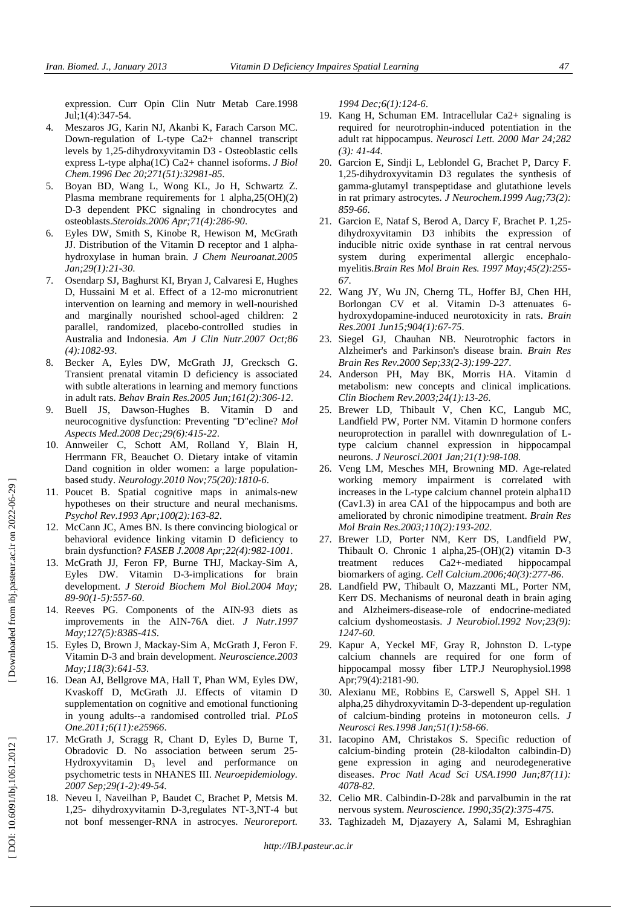expression. Curr Opin Clin Nutr Metab Care.1998 Jul;1(4):347-54.

4. Meszaros JG, Karin NJ, Akanbi K, Farach Carson MC. Down-regulation of L-type Ca2+ channel transcript levels by 1,25-dihydroxyvitamin D3 - Osteoblastic cells express L-type alpha(1C) Ca2+ channel isoforms. *J Biol Chem.1996 Dec 20;271(51):32981-85*.
5. Boyan BD, Wang L, Wong KL, Jo H, Schwartz Z. Plasma membrane requirements for 1 alpha,25(OH)(2) D-3 dependent PKC signaling in chondrocytes and osteoblasts.*Steroids.2006 Apr;71(4):286-90*.
6. Eyles DW, Smith S, Kinobe R, Hewison M, McGrath JJ. Distribution of the Vitamin D receptor and 1 alpha-hydroxylase in human brain. *J Chem Neuroanat.2005 Jan;29(1):21-30*.
7. Osendarp SJ, Baghurst KI, Bryan J, Calvaresi E, Hughes D, Hussaini M et al. Effect of a 12-mo micronutrient intervention on learning and memory in well-nourished and marginally nourished school-aged children: 2 parallel, randomized, placebo-controlled studies in Australia and Indonesia. *Am J Clin Nutr.2007 Oct;86 (4):1082-93*.
8. Becker A, Eyles DW, McGrath JJ, Grecksch G. Transient prenatal vitamin D deficiency is associated with subtle alterations in learning and memory functions in adult rats. *Behav Brain Res.2005 Jun;161(2):306-12*.
9. Buell JS, Dawson-Hughes B. Vitamin D and neurocognitive dysfunction: Preventing "D"ecline? *Mol Aspects Med.2008 Dec;29(6):415-22*.
10. Annweiler C, Schott AM, Rolland Y, Blain H, Herrmann FR, Beauchet O. Dietary intake of vitamin Dand cognition in older women: a large population-based study. *Neurology.2010 Nov;75(20):1810-6*.
11. Poucet B. Spatial cognitive maps in animals-new hypotheses on their structure and neural mechanisms. *Psychol Rev.1993 Apr;100(2):163-82*.
12. McCann JC, Ames BN. Is there convincing biological or behavioral evidence linking vitamin D deficiency to brain dysfunction? *FASEB J.2008 Apr;22(4):982-1001*.
13. McGrath JJ, Feron FP, Burne THJ, Mackay-Sim A, Eyles DW. Vitamin D-3-implications for brain development. *J Steroid Biochem Mol Biol.2004 May; 89-90(1-5):557-60*.
14. Reeves PG. Components of the AIN-93 diets as improvements in the AIN-76A diet. *J Nutr.1997 May;127(5):838S-41S*.
15. Eyles D, Brown J, Mackay-Sim A, McGrath J, Feron F. Vitamin D-3 and brain development. *Neuroscience.2003 May;118(3):641-53*.
16. Dean AJ, Bellgrove MA, Hall T, Phan WM, Eyles DW, Kvaskoff D, McGrath JJ. Effects of vitamin D supplementation on cognitive and emotional functioning in young adults--a randomised controlled trial. *PLoS One.2011;6(11):e25966*.
17. McGrath J, Scragg R, Chant D, Eyles D, Burne T, Obradovic D. No association between serum 25-Hydroxyvitamin $D_3$ level and performance on psychometric tests in NHANES III. *Neuroepidemiology. 2007 Sep;29(1-2):49-54*.
18. Neveu I, Naveilhan P, Baudet C, Brachet P, Metsis M. 1,25- dihydroxyvitamin D-3,regulates NT-3,NT-4 but not bonf messenger-RNA in astrocyes. *Neuroreport. 1994 Dec;6(1):124-6*.
19. Kang H, Schuman EM. Intracellular Ca2+ signaling is required for neurotrophin-induced potentiation in the adult rat hippocampus. *Neurosci Lett. 2000 Mar 24;282 (3): 41-44*.
20. Garcion E, Sindji L, Leblondel G, Brachet P, Darcy F. 1,25-dihydroxyvitamin D3 regulates the synthesis of gamma-glutamyl transpeptidase and glutathione levels in rat primary astrocytes. *J Neurochem.1999 Aug;73(2): 859-66*.
21. Garcion E, Nataf S, Berod A, Darcy F, Brachet P. 1,25-dihydroxyvitamin D3 inhibits the expression of inducible nitric oxide synthase in rat central nervous system during experimental allergic encephalomyelitis.*Brain Res Mol Brain Res. 1997 May;45(2):255-67*.
22. Wang JY, Wu JN, Cherng TL, Hoffer BJ, Chen HH, Borlongan CV et al. Vitamin D-3 attenuates 6-hydroxydopamine-induced neurotoxicity in rats. *Brain Res.2001 Jun15;904(1):67-75*.
23. Siegel GJ, Chauhan NB. Neurotrophic factors in Alzheimer's and Parkinson's disease brain. *Brain Res Brain Res Rev.2000 Sep;33(2-3):199-227*.
24. Anderson PH, May BK, Morris HA. Vitamin d metabolism: new concepts and clinical implications. *Clin Biochem Rev.2003;24(1):13-26*.
25. Brewer LD, Thibault V, Chen KC, Langub MC, Landfield PW, Porter NM. Vitamin D hormone confers neuroprotection in parallel with downregulation of L-type calcium channel expression in hippocampal neurons. *J Neurosci.2001 Jan;21(1):98-108*.
26. Veng LM, Mesches MH, Browning MD. Age-related working memory impairment is correlated with increases in the L-type calcium channel protein alpha1D (Cav1.3) in area CA1 of the hippocampus and both are ameliorated by chronic nimodipine treatment. *Brain Res Mol Brain Res.2003;110(2):193-202*.
27. Brewer LD, Porter NM, Kerr DS, Landfield PW, Thibault O. Chronic 1 alpha,25-(OH)(2) vitamin D-3 treatment reduces Ca2+-mediated hippocampal biomarkers of aging. *Cell Calcium.2006;40(3):277-86*.
28. Landfield PW, Thibault O, Mazzanti ML, Porter NM, Kerr DS. Mechanisms of neuronal death in brain aging and Alzheimers-disease-role of endocrine-mediated calcium dyshomeostasis. *J Neurobiol.1992 Nov;23(9): 1247-60*.
29. Kapur A, Yeckel MF, Gray R, Johnston D. L-type calcium channels are required for one form of hippocampal mossy fiber LTP.J Neurophysiol.1998 Apr;79(4):2181-90.
30. Alexianu ME, Robbins E, Carswell S, Appel SH. 1 alpha,25 dihydroxyvitamin D-3-dependent up-regulation of calcium-binding proteins in motoneuron cells. *J Neurosci Res.1998 Jan;51(1):58-66*.
31. Iacopino AM, Christakos S. Specific reduction of calcium-binding protein (28-kilodalton calbindin-D) gene expression in aging and neurodegenerative diseases. *Proc Natl Acad Sci USA.1990 Jun;87(11): 4078-82*.
32. Celio MR. Calbindin-D-28k and parvalbumin in the rat nervous system. *Neuroscience. 1990;35(2):375-475*.
33. Taghizadeh M, Djazayery A, Salami M, Eshraghian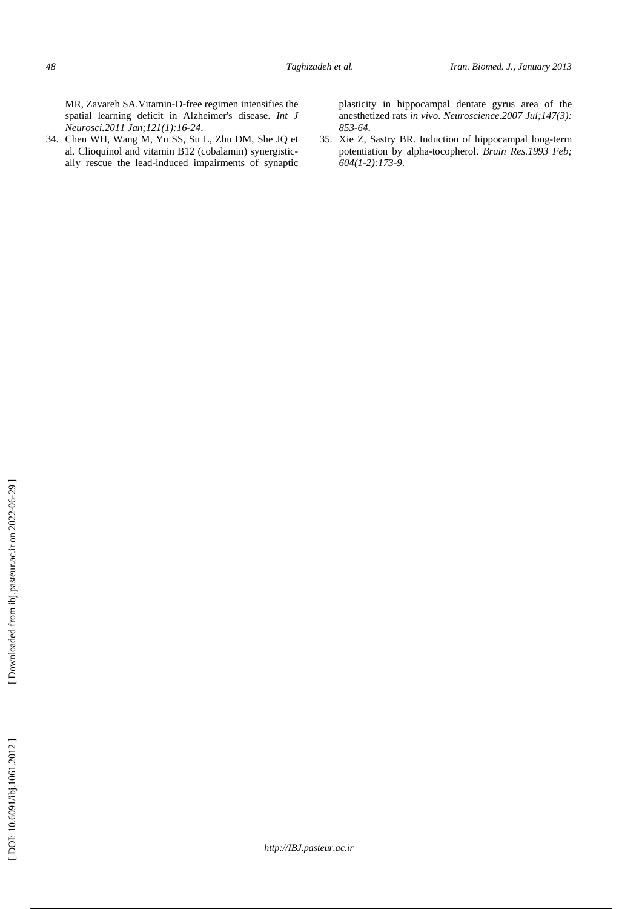MR, Zavareh SA.Vitamin-D-free regimen intensifies the spatial learning deficit in Alzheimer's disease. *Int J Neurosci.2011 Jan;121(1):16-24*.

34. Chen WH, Wang M, Yu SS, Su L, Zhu DM, She JQ et al. Clioquinol and vitamin B12 (cobalamin) synergistically rescue the lead-induced impairments of synaptic plasticity in hippocampal dentate gyrus area of the anesthetized rats *in vivo*. *Neuroscience.2007 Jul;147(3): 853-64*.
35. Xie Z, Sastry BR. Induction of hippocampal long-term potentiation by alpha-tocopherol. *Brain Res.1993 Feb; 604(1-2):173-9*.